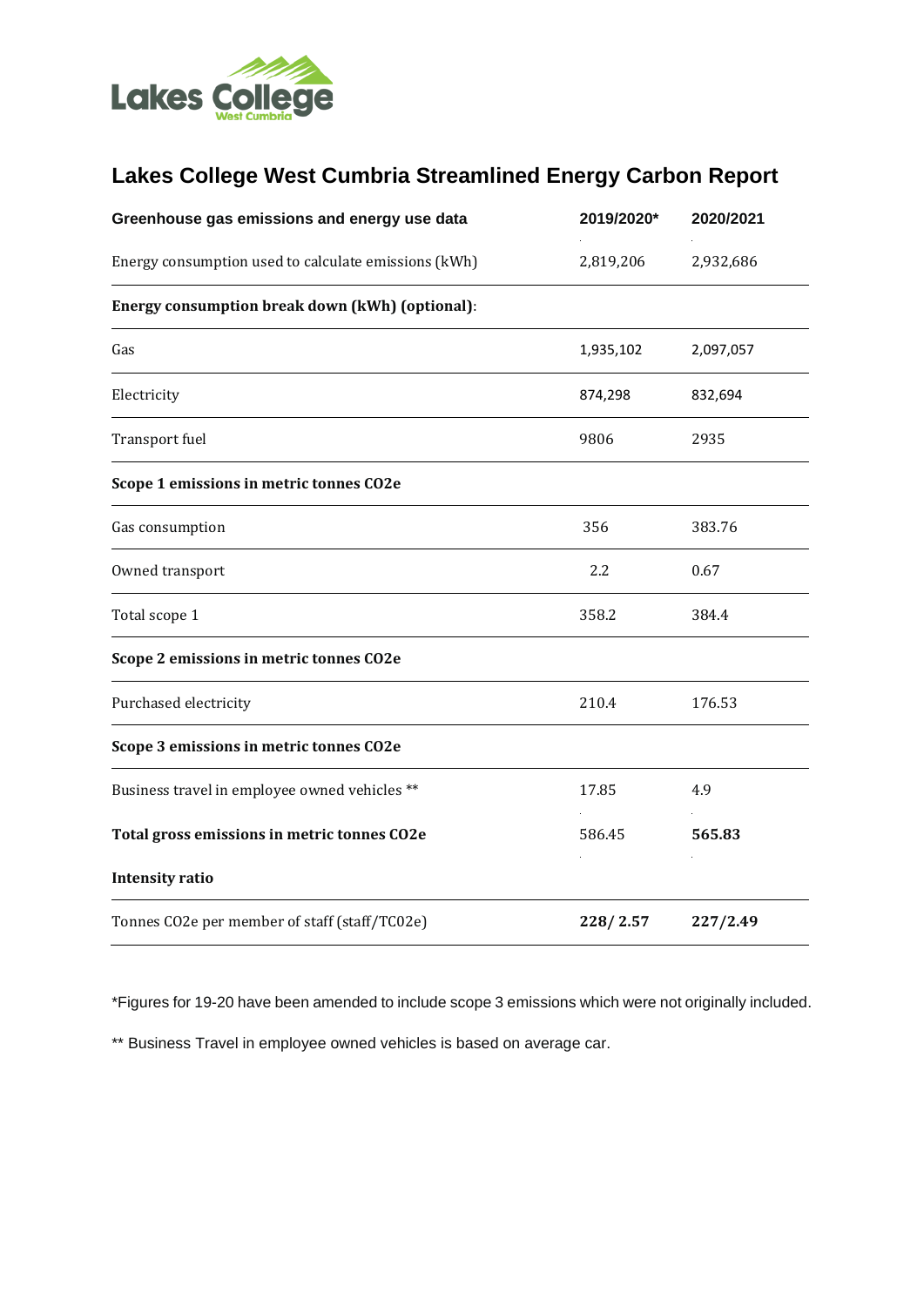# Lakes College West Cumbria Streamlined Energy Carbon Report

| Greenhouse gas emissions and energy use data | 2019/2020* | 2020/2021 |
|---|---|---|
| Energy consumption used to calculate emissions (kWh) | 2,819,206 | 2,932,686 |
| **Energy consumption break down (kWh) (optional)**: | | |
| Gas | 1,935,102 | 2,097,057 |
| Electricity | 874,298 | 832,694 |
| Transport fuel | 9806 | 2935 |
| **Scope 1 emissions in metric tonnes CO2e** | | |
| Gas consumption | 356 | 383.76 |
| Owned transport | 2.2 | 0.67 |
| Total scope 1 | 358.2 | 384.4 |
| **Scope 2 emissions in metric tonnes CO2e** | | |
| Purchased electricity | 210.4 | 176.53 |
| **Scope 3 emissions in metric tonnes CO2e** | | |
| Business travel in employee owned vehicles ** | 17.85 | 4.9 |
| **Total gross emissions in metric tonnes CO2e** | 586.45 | **565.83** |
| **Intensity ratio** | | |
| Tonnes CO2e per member of staff (staff/TC02e) | **228/ 2.57** | **227/2.49** |

*Figures for 19-20 have been amended to include scope 3 emissions which were not originally included.

** Business Travel in employee owned vehicles is based on average car.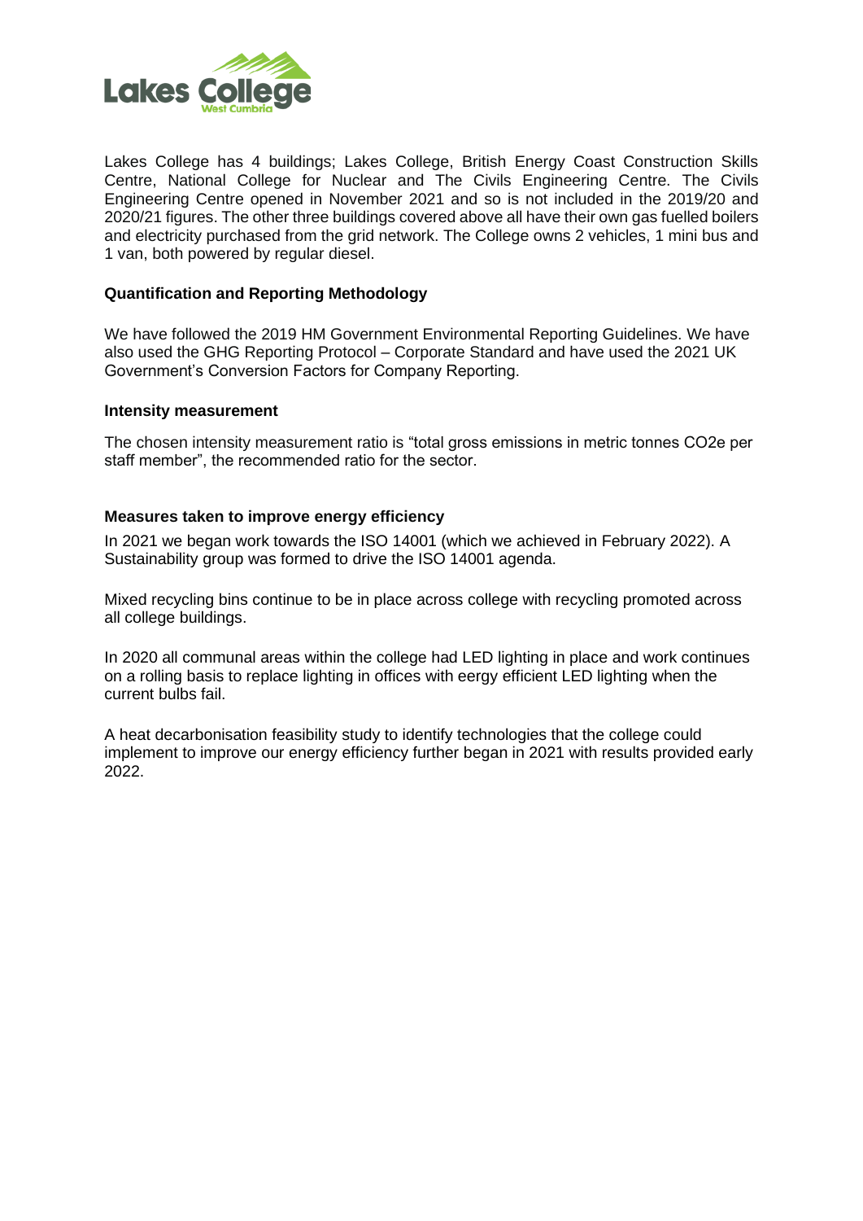Lakes College has 4 buildings; Lakes College, British Energy Coast Construction Skills Centre, National College for Nuclear and The Civils Engineering Centre. The Civils Engineering Centre opened in November 2021 and so is not included in the 2019/20 and 2020/21 figures. The other three buildings covered above all have their own gas fuelled boilers and electricity purchased from the grid network. The College owns 2 vehicles, 1 mini bus and 1 van, both powered by regular diesel.

**Quantification and Reporting Methodology**

We have followed the 2019 HM Government Environmental Reporting Guidelines. We have also used the GHG Reporting Protocol – Corporate Standard and have used the 2021 UK Government's Conversion Factors for Company Reporting.

**Intensity measurement**

The chosen intensity measurement ratio is "total gross emissions in metric tonnes CO2e per staff member", the recommended ratio for the sector.

**Measures taken to improve energy efficiency**

In 2021 we began work towards the ISO 14001 (which we achieved in February 2022). A Sustainability group was formed to drive the ISO 14001 agenda.

Mixed recycling bins continue to be in place across college with recycling promoted across all college buildings.

In 2020 all communal areas within the college had LED lighting in place and work continues on a rolling basis to replace lighting in offices with eergy efficient LED lighting when the current bulbs fail.

A heat decarbonisation feasibility study to identify technologies that the college could implement to improve our energy efficiency further began in 2021 with results provided early 2022.